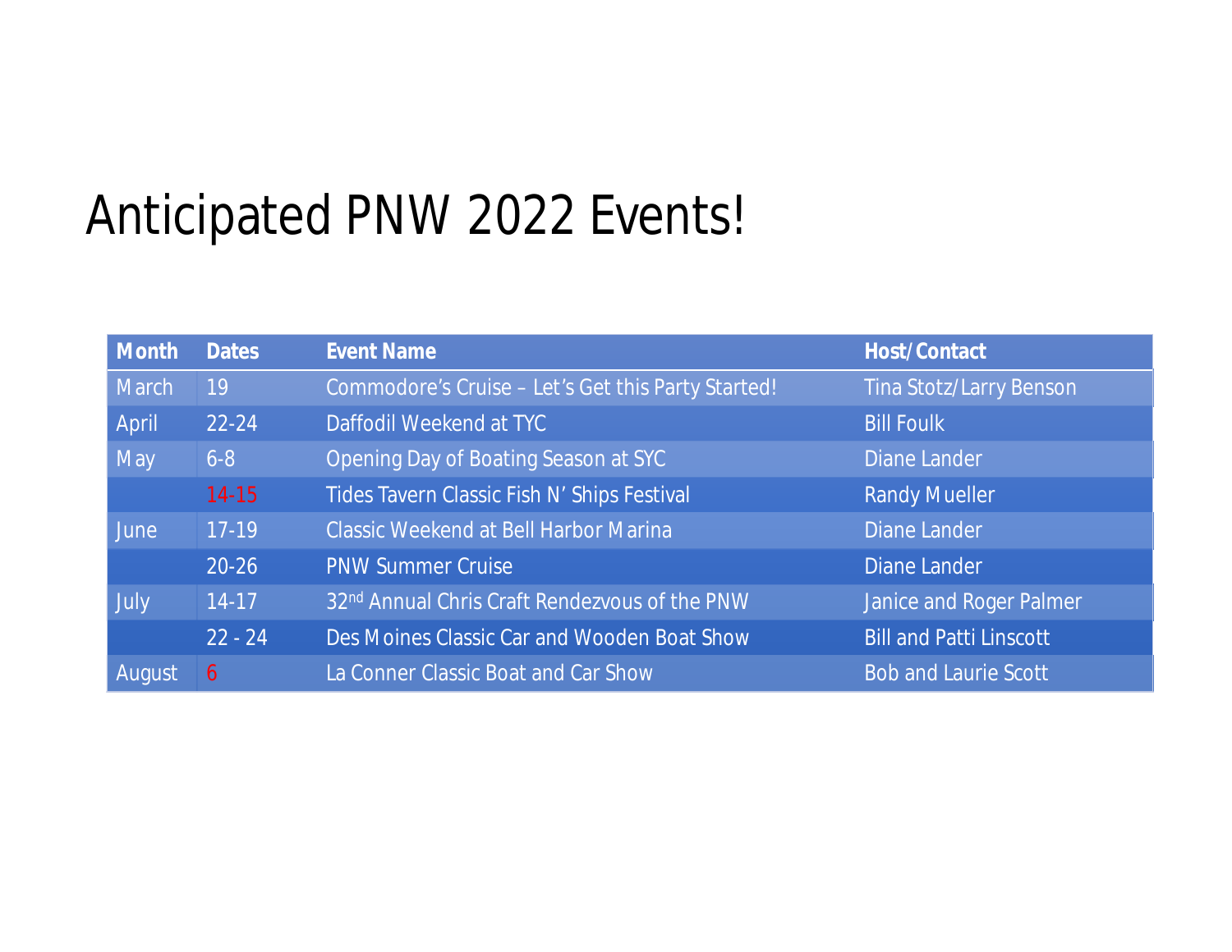# Anticipated PNW 2022 Events!

| Month | Dates | Event Name | Host/Contact |
|---|---|---|---|
| March | 19 | Commodore's Cruise – Let's Get this Party Started! | Tina Stotz/Larry Benson |
| April | 22-24 | Daffodil Weekend at TYC | Bill Foulk |
| May | 6-8 | Opening Day of Boating Season at SYC | Diane Lander |
| | 14-15 | Tides Tavern Classic Fish N' Ships Festival | Randy Mueller |
| June | 17-19 | Classic Weekend at Bell Harbor Marina | Diane Lander |
| | 20-26 | PNW Summer Cruise | Diane Lander |
| July | 14-17 | 32nd Annual Chris Craft Rendezvous of the PNW | Janice and Roger Palmer |
| | 22 - 24 | Des Moines Classic Car and Wooden Boat Show | Bill and Patti Linscott |
| August | 6 | La Conner Classic Boat and Car Show | Bob and Laurie Scott |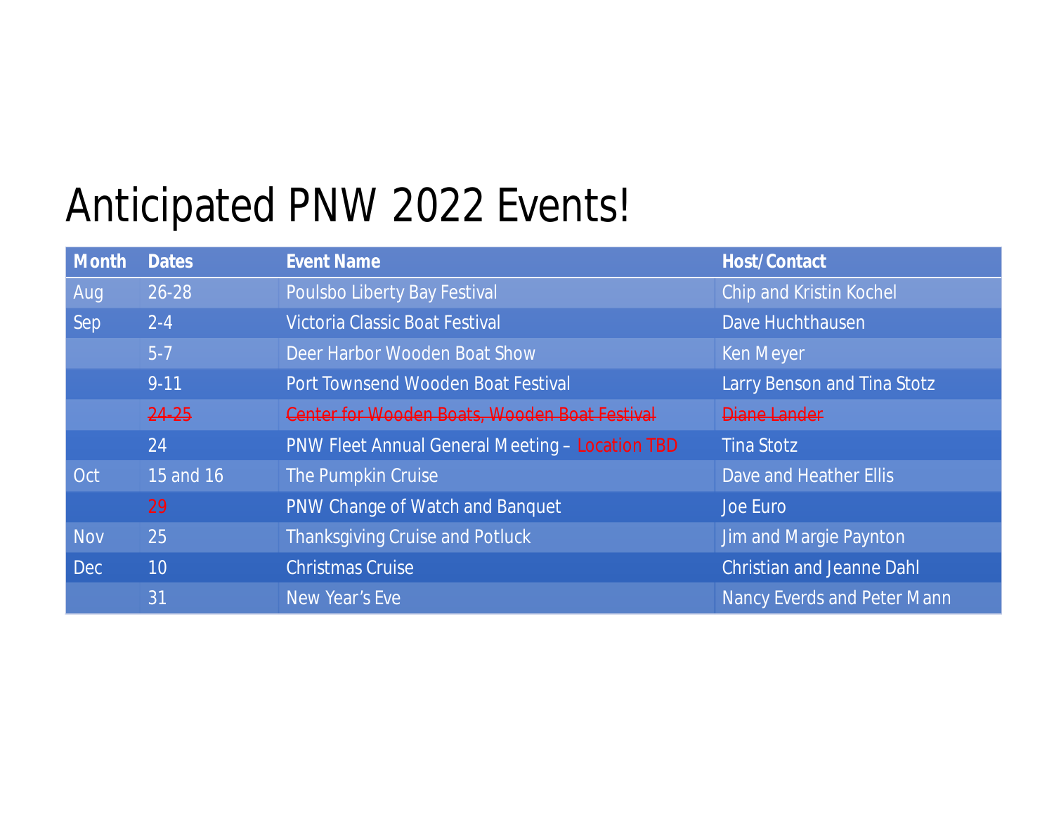# Anticipated PNW 2022 Events!

| Month | Dates | Event Name | Host/Contact |
|---|---|---|---|
| Aug | 26-28 | Poulsbo Liberty Bay Festival | Chip and Kristin Kochel |
| Sep | 2-4 | Victoria Classic Boat Festival | Dave Huchthausen |
| | 5-7 | Deer Harbor Wooden Boat Show | Ken Meyer |
| | 9-11 | Port Townsend Wooden Boat Festival | Larry Benson and Tina Stotz |
| | ~~24-25~~ | ~~Center for Wooden Boats, Wooden Boat Festival~~ | ~~Diane Lander~~ |
| | 24 | PNW Fleet Annual General Meeting – Location TBD | Tina Stotz |
| Oct | 15 and 16 | The Pumpkin Cruise | Dave and Heather Ellis |
| | 29 | PNW Change of Watch and Banquet | Joe Euro |
| Nov | 25 | Thanksgiving Cruise and Potluck | Jim and Margie Paynton |
| Dec | 10 | Christmas Cruise | Christian and Jeanne Dahl |
| | 31 | New Year's Eve | Nancy Everds and Peter Mann |